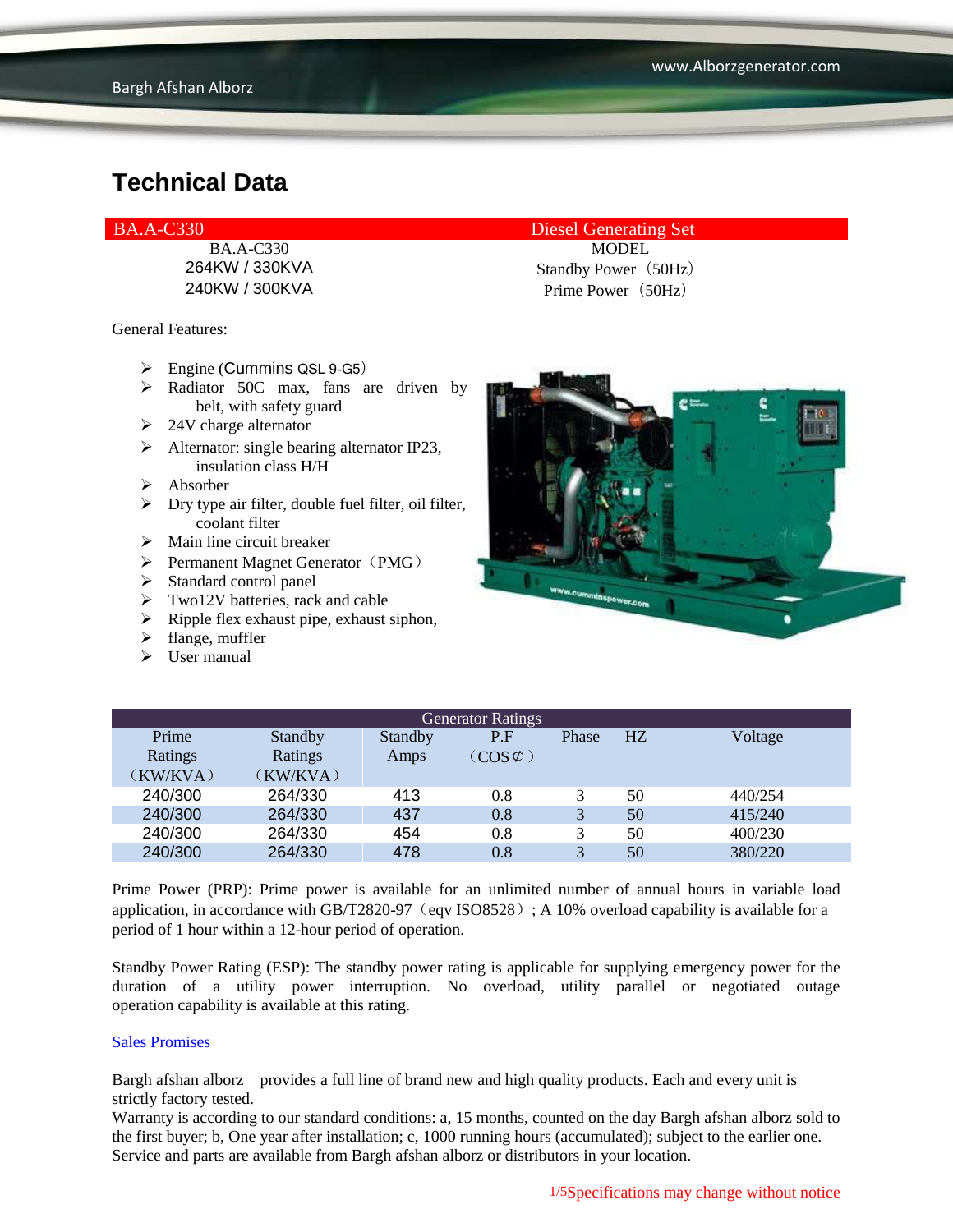# Technical Data

| BA.A-C330 | Diesel Generating Set |
|---|---|
| BA.A-C330 | MODEL |
| 264KW / 330KVA | Standby Power（50Hz） |
| 240KW / 300KVA | Prime Power（50Hz） |

General Features:

- Engine (Cummins QSL 9-G5)
- Radiator 50C max, fans are driven by belt, with safety guard
- 24V charge alternator
- Alternator: single bearing alternator IP23, insulation class H/H
- Absorber
- Dry type air filter, double fuel filter, oil filter, coolant filter
- Main line circuit breaker
- Permanent Magnet Generator（PMG）
- Standard control panel
- Two12V batteries, rack and cable
- Ripple flex exhaust pipe, exhaust siphon,
- flange, muffler
- User manual

| Generator Ratings | | | | | | |
|---|---|---|---|---|---|---|
| Prime Ratings（KW/KVA） | Standby Ratings（KW/KVA） | Standby Amps | P.F（COS⊄） | Phase | HZ | Voltage |
| 240/300 | 264/330 | 413 | 0.8 | 3 | 50 | 440/254 |
| 240/300 | 264/330 | 437 | 0.8 | 3 | 50 | 415/240 |
| 240/300 | 264/330 | 454 | 0.8 | 3 | 50 | 400/230 |
| 240/300 | 264/330 | 478 | 0.8 | 3 | 50 | 380/220 |

Prime Power (PRP): Prime power is available for an unlimited number of annual hours in variable load application, in accordance with GB/T2820-97（eqv ISO8528）; A 10% overload capability is available for a period of 1 hour within a 12-hour period of operation.

Standby Power Rating (ESP): The standby power rating is applicable for supplying emergency power for the duration of a utility power interruption. No overload, utility parallel or negotiated outage operation capability is available at this rating.

Sales Promises

Bargh afshan alborz provides a full line of brand new and high quality products. Each and every unit is strictly factory tested.
Warranty is according to our standard conditions: a, 15 months, counted on the day Bargh afshan alborz sold to the first buyer; b, One year after installation; c, 1000 running hours (accumulated); subject to the earlier one. Service and parts are available from Bargh afshan alborz or distributors in your location.

Specifications may change without notice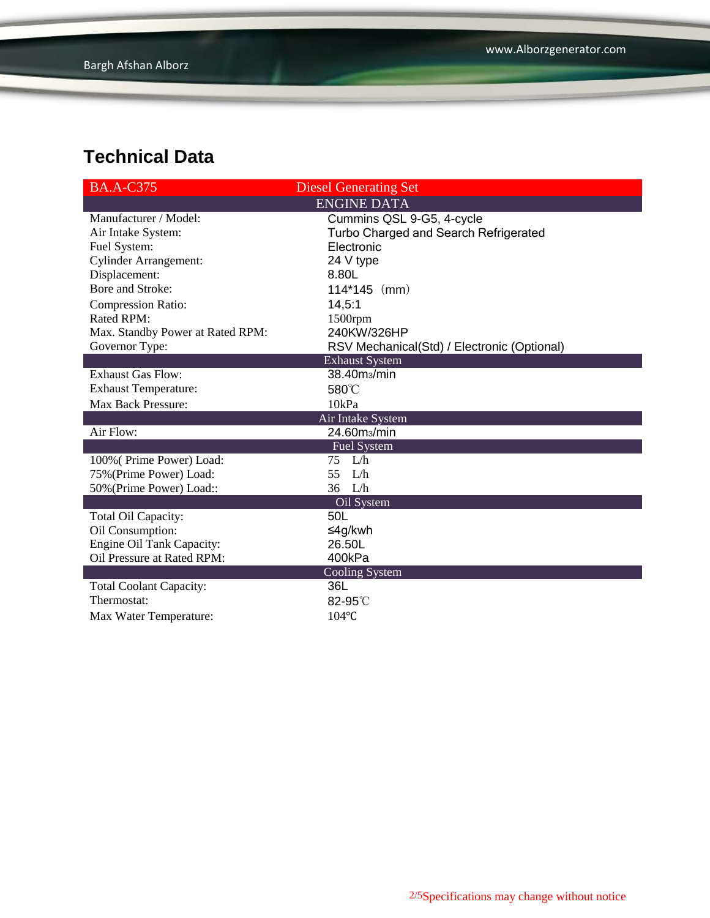## Technical Data

| BA.A-C375 | Diesel Generating Set |
|---|---|
| **ENGINE DATA** | |
| Manufacturer / Model: | Cummins QSL 9-G5, 4-cycle |
| Air Intake System: | Turbo Charged and Search Refrigerated |
| Fuel System: | Electronic |
| Cylinder Arrangement: | 24 V type |
| Displacement: | 8.80L |
| Bore and Stroke: | 114*145（mm） |
| Compression Ratio: | 14,5:1 |
| Rated RPM: | 1500rpm |
| Max. Standby Power at Rated RPM: | 240KW/326HP |
| Governor Type: | RSV Mechanical(Std) / Electronic (Optional) |
| **Exhaust System** | |
| Exhaust Gas Flow: | 38.40m3/min |
| Exhaust Temperature: | 580℃ |
| Max Back Pressure: | 10kPa |
| **Air Intake System** | |
| Air Flow: | 24.60m3/min |
| **Fuel System** | |
| 100%( Prime Power) Load: | 75 L/h |
| 75%(Prime Power) Load: | 55 L/h |
| 50%(Prime Power) Load:: | 36 L/h |
| **Oil System** | |
| Total Oil Capacity: | 50L |
| Oil Consumption: | ≤4g/kwh |
| Engine Oil Tank Capacity: | 26.50L |
| Oil Pressure at Rated RPM: | 400kPa |
| **Cooling System** | |
| Total Coolant Capacity: | 36L |
| Thermostat: | 82-95℃ |
| Max Water Temperature: | 104℃ |

Specifications may change without notice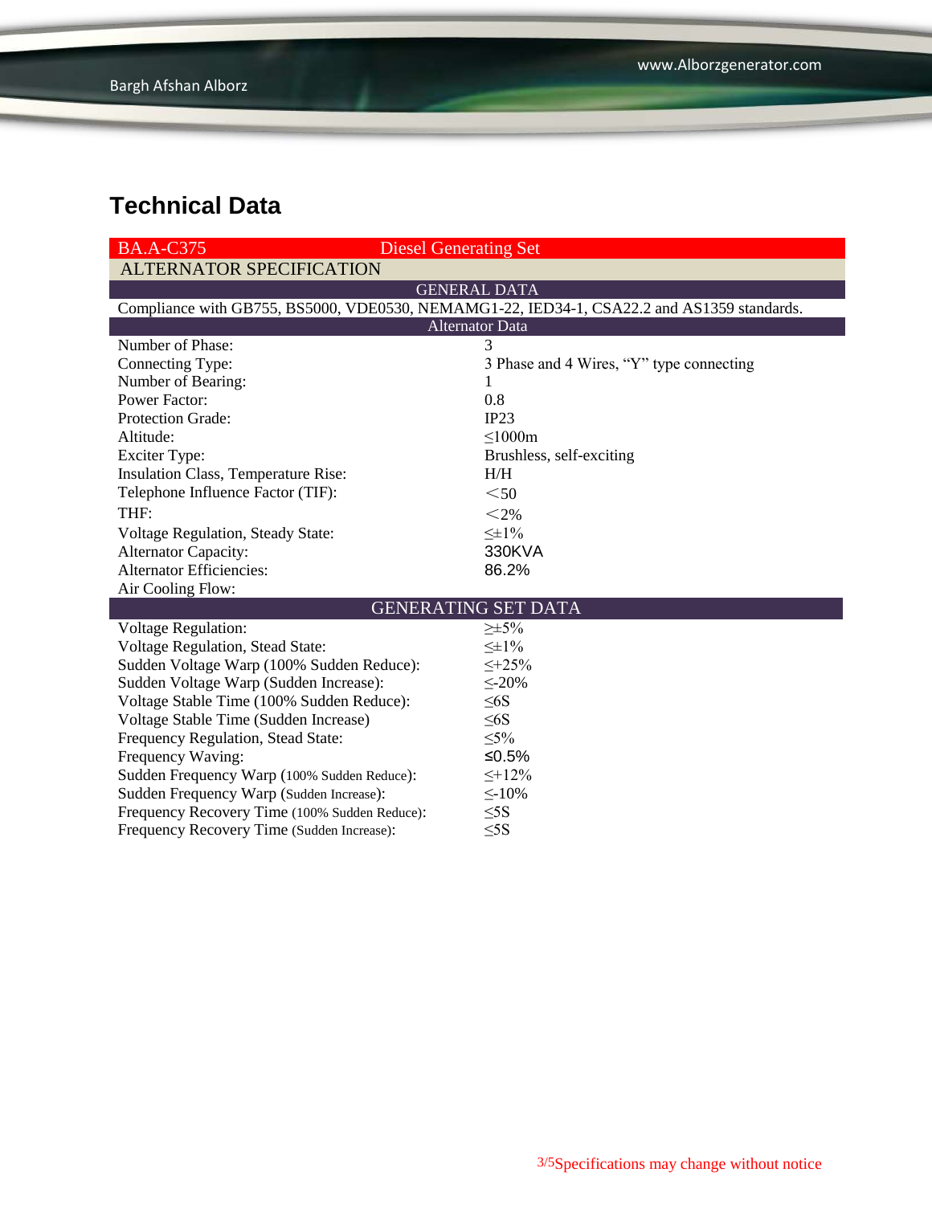# Technical Data

| BA.A-C375 | Diesel Generating Set |
|---|---|
| **ALTERNATOR SPECIFICATION** | |
| **GENERAL DATA** | |
| Compliance with GB755, BS5000, VDE0530, NEMAMG1-22, IED34-1, CSA22.2 and AS1359 standards. | |
| **Alternator Data** | |
| Number of Phase: | 3 |
| Connecting Type: | 3 Phase and 4 Wires, “Y” type connecting |
| Number of Bearing: | 1 |
| Power Factor: | 0.8 |
| Protection Grade: | IP23 |
| Altitude: | ≤1000m |
| Exciter Type: | Brushless, self-exciting |
| Insulation Class, Temperature Rise: | H/H |
| Telephone Influence Factor (TIF): | ＜50 |
| THF: | ＜2% |
| Voltage Regulation, Steady State: | ≤±1% |
| Alternator Capacity: | 330KVA |
| Alternator Efficiencies: | 86.2% |
| Air Cooling Flow: | |
| **GENERATING SET DATA** | |
| Voltage Regulation: | ≥±5% |
| Voltage Regulation, Stead State: | ≤±1% |
| Sudden Voltage Warp (100% Sudden Reduce): | ≤+25% |
| Sudden Voltage Warp (Sudden Increase): | ≤-20% |
| Voltage Stable Time (100% Sudden Reduce): | ≤6S |
| Voltage Stable Time (Sudden Increase) | ≤6S |
| Frequency Regulation, Stead State: | ≤5% |
| Frequency Waving: | ≤0.5% |
| Sudden Frequency Warp (100% Sudden Reduce): | ≤+12% |
| Sudden Frequency Warp (Sudden Increase): | ≤-10% |
| Frequency Recovery Time (100% Sudden Reduce): | ≤5S |
| Frequency Recovery Time (Sudden Increase): | ≤5S |

Specifications may change without notice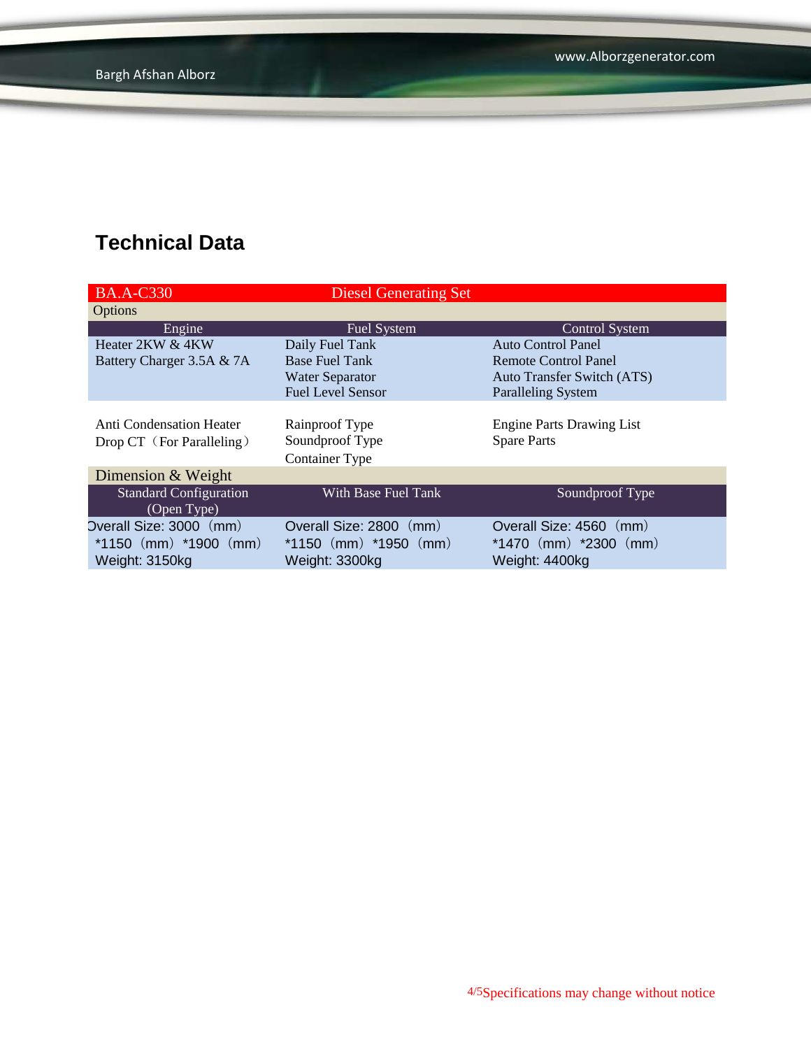## Technical Data

| BA.A-C330 | Diesel Generating Set | |
|---|---|---|
| Options | | |
| Engine | Fuel System | Control System |
| Heater 2KW & 4KW<br>Battery Charger 3.5A & 7A | Daily Fuel Tank<br>Base Fuel Tank<br>Water Separator<br>Fuel Level Sensor | Auto Control Panel<br>Remote Control Panel<br>Auto Transfer Switch (ATS)<br>Paralleling System |
| Anti Condensation Heater<br>Drop CT（For Paralleling） | Rainproof Type<br>Soundproof Type<br>Container Type | Engine Parts Drawing List<br>Spare Parts |
| Dimension & Weight | | |
| Standard Configuration (Open Type) | With Base Fuel Tank | Soundproof Type |
| Overall Size: 3000（mm）*1150（mm）*1900（mm）<br>Weight: 3150kg | Overall Size: 2800（mm）*1150（mm）*1950（mm）<br>Weight: 3300kg | Overall Size: 4560（mm）*1470（mm）*2300（mm）<br>Weight: 4400kg |

Specifications may change without notice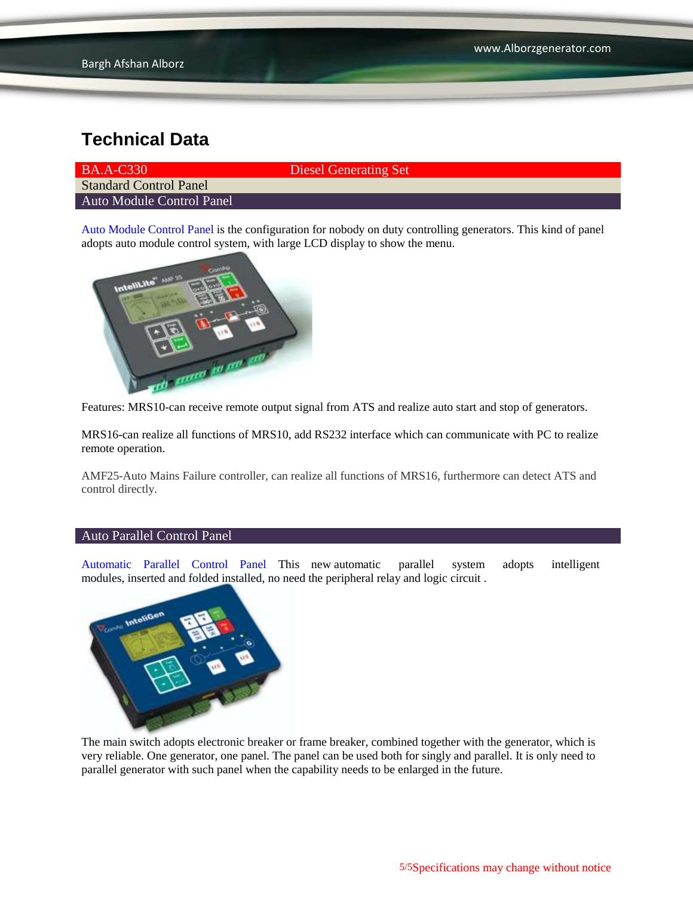# Technical Data

| BA.A-C330 | Diesel Generating Set |
|---|---|
| Standard Control Panel | |

## Auto Module Control Panel

Auto Module Control Panel is the configuration for nobody on duty controlling generators. This kind of panel adopts auto module control system, with large LCD display to show the menu.

Features: MRS10-can receive remote output signal from ATS and realize auto start and stop of generators.

MRS16-can realize all functions of MRS10, add RS232 interface which can communicate with PC to realize remote operation.

AMF25-Auto Mains Failure controller, can realize all functions of MRS16, furthermore can detect ATS and control directly.

## Auto Parallel Control Panel

Automatic Parallel Control Panel This new automatic parallel system adopts intelligent modules, inserted and folded installed, no need the peripheral relay and logic circuit .

The main switch adopts electronic breaker or frame breaker, combined together with the generator, which is very reliable. One generator, one panel. The panel can be used both for singly and parallel. It is only need to parallel generator with such panel when the capability needs to be enlarged in the future.

Specifications may change without notice